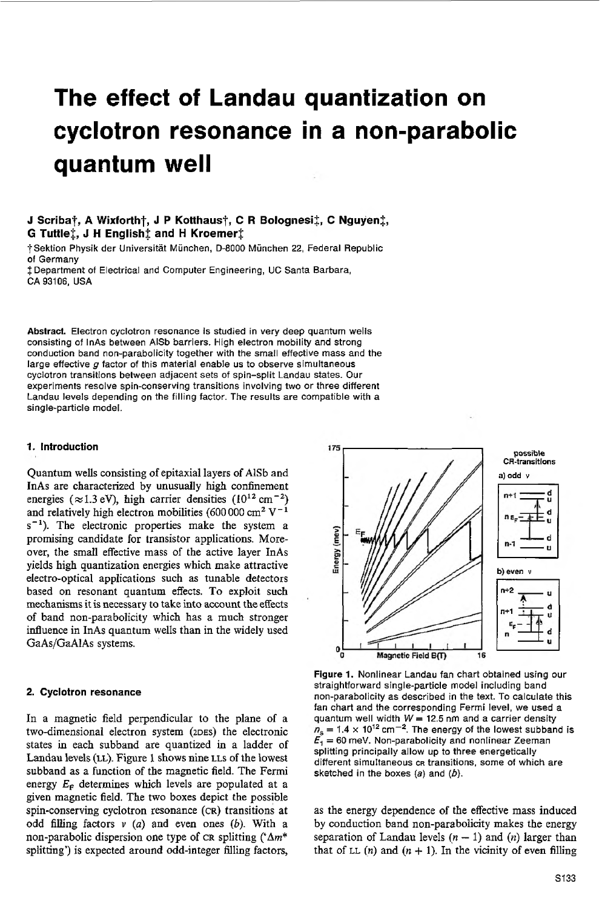# The effect of Landau quantization on cyclotron resonance in a non-parabolic quantum well

**J Scriba†, A Wixforth†, J P Kotthaus†, C R Bolognesi‡, C Nguyen‡, G Tuttle‡, J H English‡ and H Kroemer‡**

† Sektion Physik der Universität München, D-8000 München 22, Federal Republic of Germany

‡ Department of Electrical and Computer Engineering, UC Santa Barbara, CA 93106, USA

**Abstract.** Electron cyclotron resonance is studied in very deep quantum wells consisting of InAs between AlSb barriers. High electron mobility and strong conduction band non-parabolicity together with the small effective mass and the large effective $g$ factor of this material enable us to observe simultaneous cyclotron transitions between adjacent sets of spin-split Landau states. Our experiments resolve spin-conserving transitions involving two or three different Landau levels depending on the filling factor. The results are compatible with a single-particle model.

## 1. Introduction

Quantum wells consisting of epitaxial layers of AlSb and InAs are characterized by unusually high confinement energies ($\approx 1.3$ eV), high carrier densities ($10^{12}$ cm$^{-2}$) and relatively high electron mobilities (600 000 cm$^2$ V$^{-1}$ s$^{-1}$). The electronic properties make the system a promising candidate for transistor applications. Moreover, the small effective mass of the active layer InAs yields high quantization energies which make attractive electro-optical applications such as tunable detectors based on resonant quantum effects. To exploit such mechanisms it is necessary to take into account the effects of band non-parabolicity which has a much stronger influence in InAs quantum wells than in the widely used GaAs/GaAlAs systems.

## 2. Cyclotron resonance

In a magnetic field perpendicular to the plane of a two-dimensional electron system (2DES) the electronic states in each subband are quantized in a ladder of Landau levels (LL). Figure 1 shows nine LLs of the lowest subband as a function of the magnetic field. The Fermi energy $E_F$ determines which levels are populated at a given magnetic field. The two boxes depict the possible spin-conserving cyclotron resonance (CR) transitions at odd filling factors $\nu$ (*a*) and even ones (*b*). With a non-parabolic dispersion one type of CR splitting ('$\Delta m^*$ splitting') is expected around odd-integer filling factors, as the energy dependence of the effective mass induced by conduction band non-parabolicity makes the energy separation of Landau levels $(n-1)$ and $(n)$ larger than that of LL $(n)$ and $(n+1)$. In the vicinity of even filling

**Figure 1.** Nonlinear Landau fan chart obtained using our straightforward single-particle model including band non-parabolicity as described in the text. To calculate this fan chart and the corresponding Fermi level, we used a quantum well width $W = 12.5$ nm and a carrier density $n_s = 1.4 \times 10^{12}$ cm$^{-2}$. The energy of the lowest subband is $E_1 = 60$ meV. Non-parabolicity and nonlinear Zeeman splitting principally allow up to three energetically different simultaneous CR transitions, some of which are sketched in the boxes (*a*) and (*b*).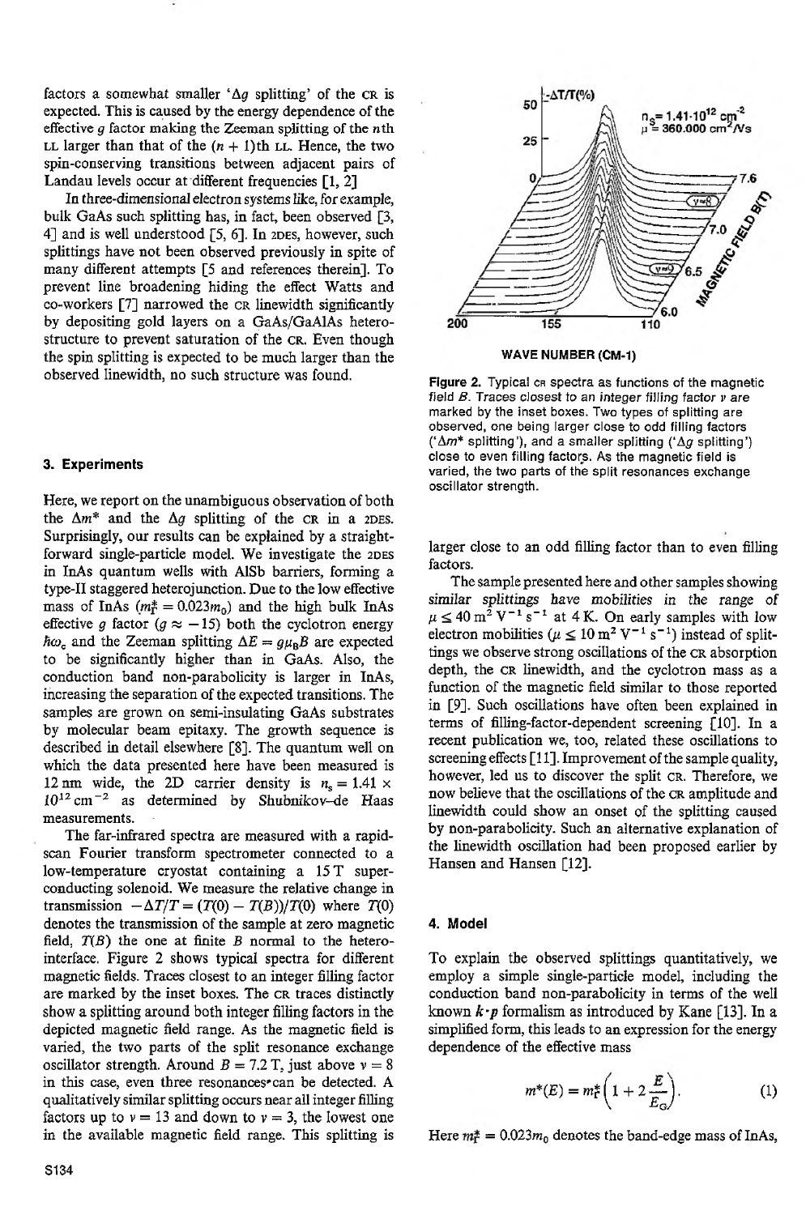factors a somewhat smaller '$\Delta g$ splitting' of the CR is expected. This is caused by the energy dependence of the effective $g$ factor making the Zeeman splitting of the $n$th LL larger than that of the $(n+1)$th LL. Hence, the two spin-conserving transitions between adjacent pairs of Landau levels occur at different frequencies [1, 2]

In three-dimensional electron systems like, for example, bulk GaAs such splitting has, in fact, been observed [3, 4] and is well understood [5, 6]. In 2DES, however, such splittings have not been observed previously in spite of many different attempts [5 and references therein]. To prevent line broadening hiding the effect Watts and co-workers [7] narrowed the CR linewidth significantly by depositing gold layers on a GaAs/GaAlAs heterostructure to prevent saturation of the CR. Even though the spin splitting is expected to be much larger than the observed linewidth, no such structure was found.

## 3. Experiments

Here, we report on the unambiguous observation of both the $\Delta m^*$ and the $\Delta g$ splitting of the CR in a 2DES. Surprisingly, our results can be explained by a straightforward single-particle model. We investigate the 2DES in InAs quantum wells with AlSb barriers, forming a type-II staggered heterojunction. Due to the low effective mass of InAs ($m_\Gamma^* = 0.023m_0$) and the high bulk InAs effective $g$ factor ($g \approx -15$) both the cyclotron energy $\hbar\omega_c$ and the Zeeman splitting $\Delta E = g\mu_B B$ are expected to be significantly higher than in GaAs. Also, the conduction band non-parabolicity is larger in InAs, increasing the separation of the expected transitions. The samples are grown on semi-insulating GaAs substrates by molecular beam epitaxy. The growth sequence is described in detail elsewhere [8]. The quantum well on which the data presented here have been measured is 12 nm wide, the 2D carrier density is $n_s = 1.41 \times 10^{12}\,\text{cm}^{-2}$ as determined by Shubnikov–de Haas measurements.

The far-infrared spectra are measured with a rapid-scan Fourier transform spectrometer connected to a low-temperature cryostat containing a 15 T superconducting solenoid. We measure the relative change in transmission $-\Delta T/T = (T(0) - T(B))/T(0)$ where $T(0)$ denotes the transmission of the sample at zero magnetic field, $T(B)$ the one at finite $B$ normal to the heterointerface. Figure 2 shows typical spectra for different magnetic fields. Traces closest to an integer filling factor are marked by the inset boxes. The CR traces distinctly show a splitting around both integer filling factors in the depicted magnetic field range. As the magnetic field is varied, the two parts of the split resonance exchange oscillator strength. Around $B = 7.2$ T, just above $\nu = 8$ in this case, even three resonances can be detected. A qualitatively similar splitting occurs near all integer filling factors up to $\nu = 13$ and down to $\nu = 3$, the lowest one in the available magnetic field range. This splitting is larger close to an odd filling factor than to even filling factors.

**Figure 2.** Typical CR spectra as functions of the magnetic field $B$. Traces closest to an integer filling factor $\nu$ are marked by the inset boxes. Two types of splitting are observed, one being larger close to odd filling factors ('$\Delta m^*$ splitting'), and a smaller splitting ('$\Delta g$ splitting') close to even filling factors. As the magnetic field is varied, the two parts of the split resonances exchange oscillator strength.

The sample presented here and other samples showing *similar splittings have mobilities in the range of* $\mu \lesssim 40\,\text{m}^2\,\text{V}^{-1}\,\text{s}^{-1}$ at 4 K. On early samples with low electron mobilities ($\mu \lesssim 10\,\text{m}^2\,\text{V}^{-1}\,\text{s}^{-1}$) instead of splittings we observe strong oscillations of the CR absorption depth, the CR linewidth, and the cyclotron mass as a function of the magnetic field similar to those reported in [9]. Such oscillations have often been explained in terms of filling-factor-dependent screening [10]. In a recent publication we, too, related these oscillations to screening effects [11]. Improvement of the sample quality, however, led us to discover the split CR. Therefore, we now believe that the oscillations of the CR amplitude and linewidth could show an onset of the splitting caused by non-parabolicity. Such an alternative explanation of the linewidth oscillation had been proposed earlier by Hansen and Hansen [12].

## 4. Model

To explain the observed splittings quantitatively, we employ a simple single-particle model, including the conduction band non-parabolicity in terms of the well known $\boldsymbol{k}\cdot\boldsymbol{p}$ formalism as introduced by Kane [13]. In a simplified form, this leads to an expression for the energy dependence of the effective mass

$$m^*(E) = m_\Gamma^*\left(1 + 2\frac{E}{E_G}\right). \tag{1}$$

Here $m_\Gamma^* = 0.023m_0$ denotes the band-edge mass of InAs,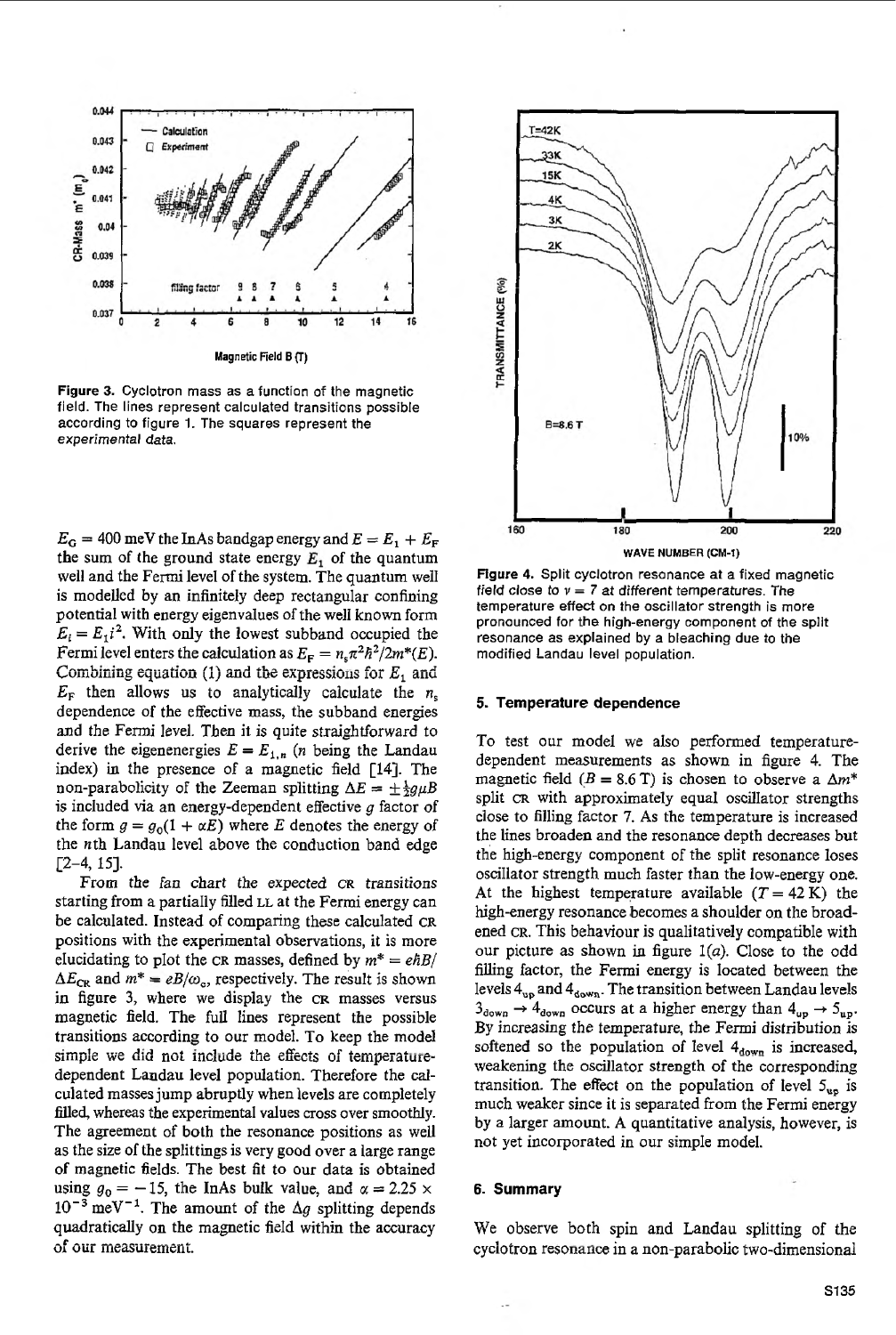**Figure 3.** Cyclotron mass as a function of the magnetic field. The lines represent calculated transitions possible according to figure 1. The squares represent the experimental data.

$E_G = 400$ meV the InAs bandgap energy and $E = E_1 + E_F$ the sum of the ground state energy $E_1$ of the quantum well and the Fermi level of the system. The quantum well is modelled by an infinitely deep rectangular confining potential with energy eigenvalues of the well known form $E_i = E_1 i^2$. With only the lowest subband occupied the Fermi level enters the calculation as $E_F = n_s \pi^2 \hbar^2 / 2m^*(E)$. Combining equation (1) and the expressions for $E_1$ and $E_F$ then allows us to analytically calculate the $n_s$ dependence of the effective mass, the subband energies and the Fermi level. Then it is quite straightforward to derive the eigenenergies $E = E_{1,n}$ ($n$ being the Landau index) in the presence of a magnetic field [14]. The non-parabolicity of the Zeeman splitting $\Delta E = \pm\frac{1}{2} g\mu B$ is included via an energy-dependent effective $g$ factor of the form $g = g_0(1 + \alpha E)$ where $E$ denotes the energy of the $n$th Landau level above the conduction band edge [2–4, 15].

From the fan chart the expected CR transitions starting from a partially filled LL at the Fermi energy can be calculated. Instead of comparing these calculated CR positions with the experimental observations, it is more elucidating to plot the CR masses, defined by $m^* = e\hbar B / \Delta E_{CR}$ and $m^* = eB/\omega_c$, respectively. The result is shown in figure 3, where we display the CR masses versus magnetic field. The full lines represent the possible transitions according to our model. To keep the model simple we did not include the effects of temperature-dependent Landau level population. Therefore the calculated masses jump abruptly when levels are completely filled, whereas the experimental values cross over smoothly. The agreement of both the resonance positions as well as the size of the splittings is very good over a large range of magnetic fields. The best fit to our data is obtained using $g_0 = -15$, the InAs bulk value, and $\alpha = 2.25 \times 10^{-3}$ meV$^{-1}$. The amount of the $\Delta g$ splitting depends quadratically on the magnetic field within the accuracy of our measurement.

**Figure 4.** Split cyclotron resonance at a fixed magnetic field close to $\nu = 7$ at different temperatures. The temperature effect on the oscillator strength is more pronounced for the high-energy component of the split resonance as explained by a bleaching due to the modified Landau level population.

## 5. Temperature dependence

To test our model we also performed temperature-dependent measurements as shown in figure 4. The magnetic field ($B = 8.6$ T) is chosen to observe a $\Delta m^*$ split CR with approximately equal oscillator strengths close to filling factor 7. As the temperature is increased the lines broaden and the resonance depth decreases but the high-energy component of the split resonance loses oscillator strength much faster than the low-energy one. At the highest temperature available ($T = 42$ K) the high-energy resonance becomes a shoulder on the broadened CR. This behaviour is qualitatively compatible with our picture as shown in figure 1(*a*). Close to the odd filling factor, the Fermi energy is located between the levels $4_{up}$ and $4_{down}$. The transition between Landau levels $3_{down} \rightarrow 4_{down}$ occurs at a higher energy than $4_{up} \rightarrow 5_{up}$. By increasing the temperature, the Fermi distribution is softened so the population of level $4_{down}$ is increased, weakening the oscillator strength of the corresponding transition. The effect on the population of level $5_{up}$ is much weaker since it is separated from the Fermi energy by a larger amount. A quantitative analysis, however, is not yet incorporated in our simple model.

## 6. Summary

We observe both spin and Landau splitting of the cyclotron resonance in a non-parabolic two-dimensional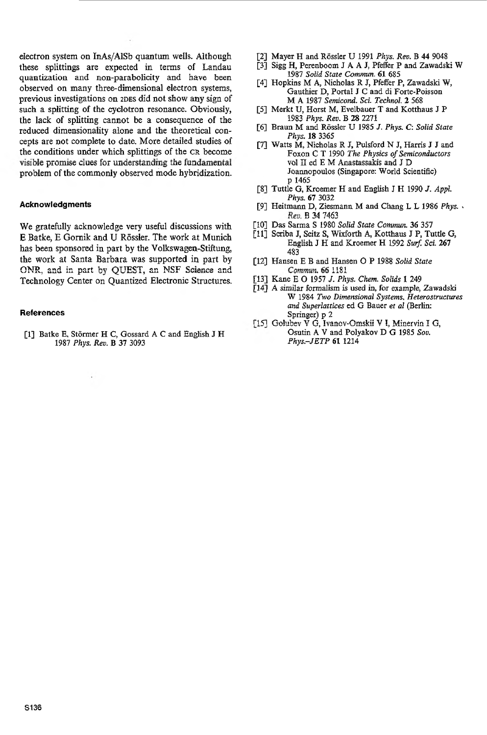electron system on InAs/AlSb quantum wells. Although these splittings are expected in terms of Landau quantization and non-parabolicity and have been observed on many three-dimensional electron systems, previous investigations on 2DES did not show any sign of such a splitting of the cyclotron resonance. Obviously, the lack of splitting cannot be a consequence of the reduced dimensionality alone and the theoretical concepts are not complete to date. More detailed studies of the conditions under which splittings of the CR become visible promise clues for understanding the fundamental problem of the commonly observed mode hybridization.

### Acknowledgments

We gratefully acknowledge very useful discussions with E Batke, E Gornik and U Rössler. The work at Munich has been sponsored in part by the Volkswagen-Stiftung, the work at Santa Barbara was supported in part by ONR, and in part by QUEST, an NSF Science and Technology Center on Quantized Electronic Structures.

### References

[1] Batke E, Störmer H C, Gossard A C and English J H 1987 *Phys. Rev.* B **37** 3093

[2] Mayer H and Rössler U 1991 *Phys. Rev.* B **44** 9048

[3] Sigg H, Perenboom J A A J, Pfeffer P and Zawadski W 1987 *Solid State Commun.* **61** 685

[4] Hopkins M A, Nicholas R J, Pfeffer P, Zawadski W, Gauthier D, Portal J C and di Forte-Poisson M A 1987 *Semicond. Sci. Technol.* **2** 568

[5] Merkt U, Horst M, Evelbauer T and Kotthaus J P 1983 *Phys. Rev.* B **28** 2271

[6] Braun M and Rössler U 1985 *J. Phys. C: Solid State Phys.* **18** 3365

[7] Watts M, Nicholas R J, Pulsford N J, Harris J J and Foxon C T 1990 *The Physics of Semiconductors* vol II ed E M Anastassakis and J D Joannopoulos (Singapore: World Scientific) p 1465

[8] Tuttle G, Kroemer H and English J H 1990 *J. Appl. Phys.* **67** 3032

[9] Heitmann D, Ziesmann M and Chang L L 1986 *Phys. Rev.* B **34** 7463

[10] Das Sarma S 1980 *Solid State Commun.* **36** 357

[11] Scriba J, Seitz S, Wixforth A, Kotthaus J P, Tuttle G, English J H and Kroemer H 1992 *Surf. Sci.* **267** 483

[12] Hansen E B and Hansen O P 1988 *Solid State Commun.* **66** 1181

[13] Kane E O 1957 *J. Phys. Chem. Solids* **1** 249

[14] A similar formalism is used in, for example, Zawadski W 1984 *Two Dimensional Systems, Heterostructures and Superlattices* ed G Bauer *et al* (Berlin: Springer) p 2

[15] Golubev V G, Ivanov-Omskii V I, Minervin I G, Osutin A V and Polyakov D G 1985 *Sov. Phys.–JETP* **61** 1214